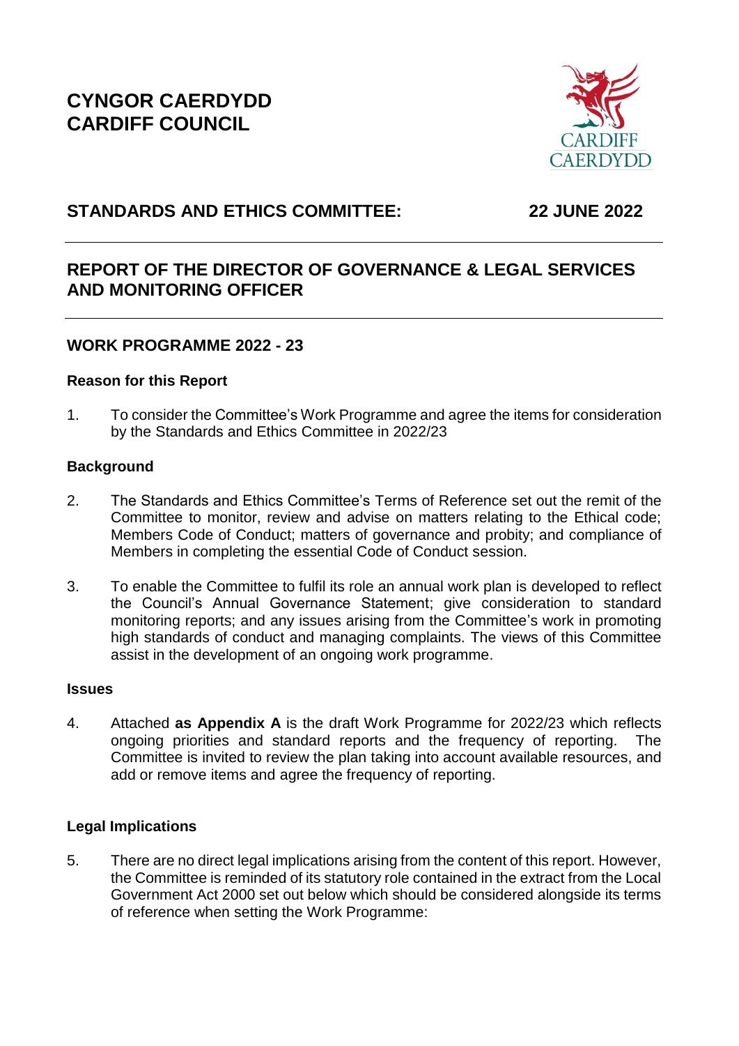# CYNGOR CAERDYDD
# CARDIFF COUNCIL

## STANDARDS AND ETHICS COMMITTEE: 22 JUNE 2022

## REPORT OF THE DIRECTOR OF GOVERNANCE & LEGAL SERVICES AND MONITORING OFFICER

## WORK PROGRAMME 2022 - 23

### Reason for this Report

1. To consider the Committee's Work Programme and agree the items for consideration by the Standards and Ethics Committee in 2022/23

### Background

2. The Standards and Ethics Committee's Terms of Reference set out the remit of the Committee to monitor, review and advise on matters relating to the Ethical code; Members Code of Conduct; matters of governance and probity; and compliance of Members in completing the essential Code of Conduct session.

3. To enable the Committee to fulfil its role an annual work plan is developed to reflect the Council's Annual Governance Statement; give consideration to standard monitoring reports; and any issues arising from the Committee's work in promoting high standards of conduct and managing complaints. The views of this Committee assist in the development of an ongoing work programme.

### Issues

4. Attached **as Appendix A** is the draft Work Programme for 2022/23 which reflects ongoing priorities and standard reports and the frequency of reporting. The Committee is invited to review the plan taking into account available resources, and add or remove items and agree the frequency of reporting.

### Legal Implications

5. There are no direct legal implications arising from the content of this report. However, the Committee is reminded of its statutory role contained in the extract from the Local Government Act 2000 set out below which should be considered alongside its terms of reference when setting the Work Programme: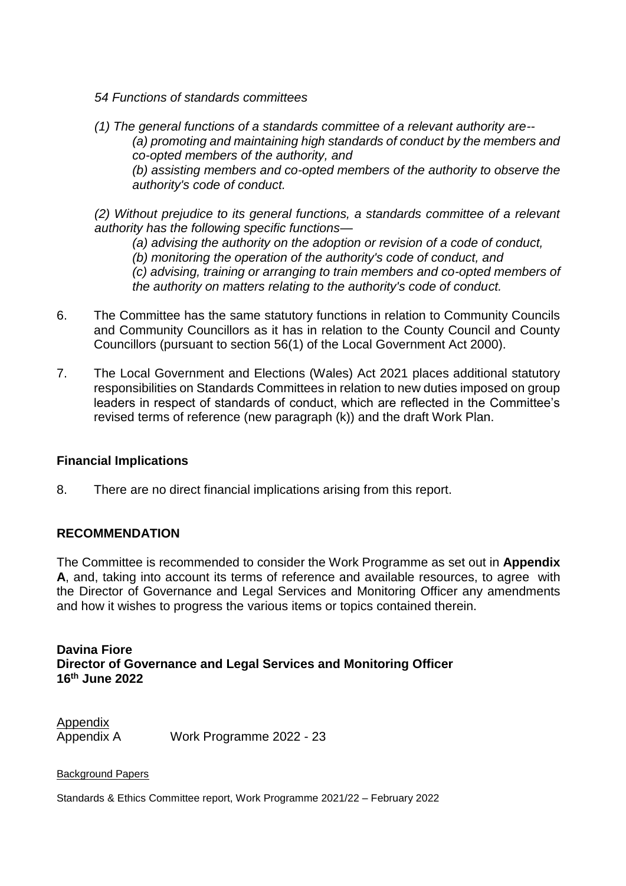*54 Functions of standards committees*

*(1) The general functions of a standards committee of a relevant authority are--*

*(a) promoting and maintaining high standards of conduct by the members and co-opted members of the authority, and*

*(b) assisting members and co-opted members of the authority to observe the authority's code of conduct.*

*(2) Without prejudice to its general functions, a standards committee of a relevant authority has the following specific functions—*

*(a) advising the authority on the adoption or revision of a code of conduct,*

*(b) monitoring the operation of the authority's code of conduct, and*

*(c) advising, training or arranging to train members and co-opted members of the authority on matters relating to the authority's code of conduct.*

6. The Committee has the same statutory functions in relation to Community Councils and Community Councillors as it has in relation to the County Council and County Councillors (pursuant to section 56(1) of the Local Government Act 2000).

7. The Local Government and Elections (Wales) Act 2021 places additional statutory responsibilities on Standards Committees in relation to new duties imposed on group leaders in respect of standards of conduct, which are reflected in the Committee's revised terms of reference (new paragraph (k)) and the draft Work Plan.

**Financial Implications**

8. There are no direct financial implications arising from this report.

**RECOMMENDATION**

The Committee is recommended to consider the Work Programme as set out in **Appendix A**, and, taking into account its terms of reference and available resources, to agree with the Director of Governance and Legal Services and Monitoring Officer any amendments and how it wishes to progress the various items or topics contained therein.

**Davina Fiore**
**Director of Governance and Legal Services and Monitoring Officer**
**16th June 2022**

Appendix
Appendix A Work Programme 2022 - 23

Background Papers

Standards & Ethics Committee report, Work Programme 2021/22 – February 2022